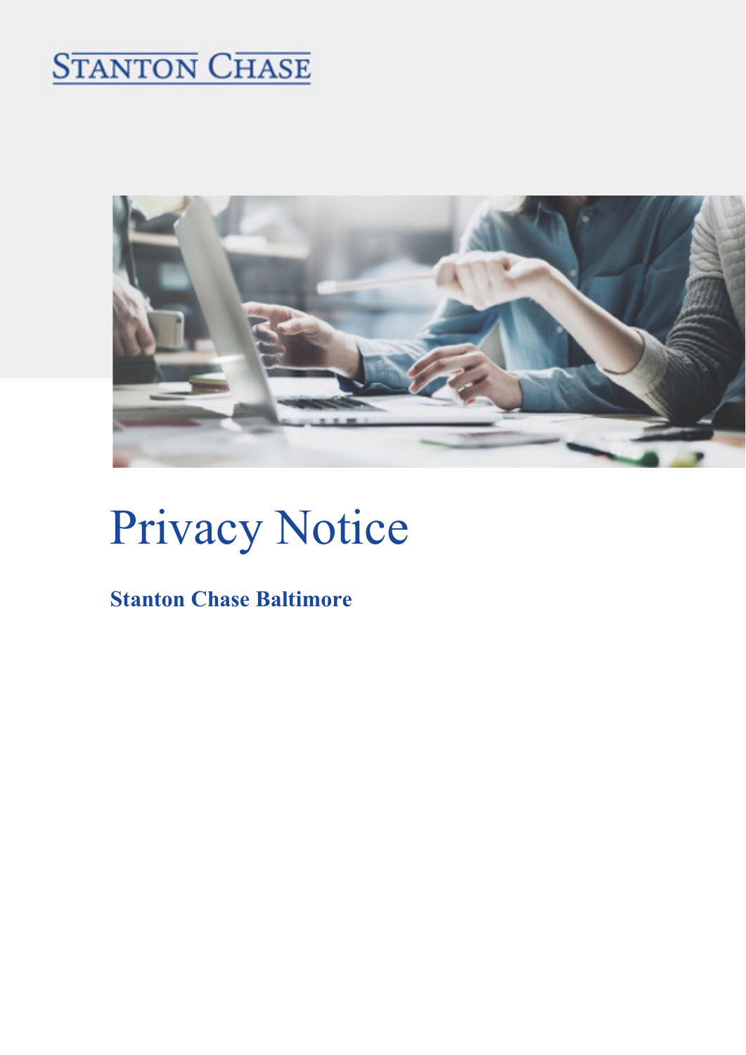STANTON CHASE

# Privacy Notice

**Stanton Chase Baltimore**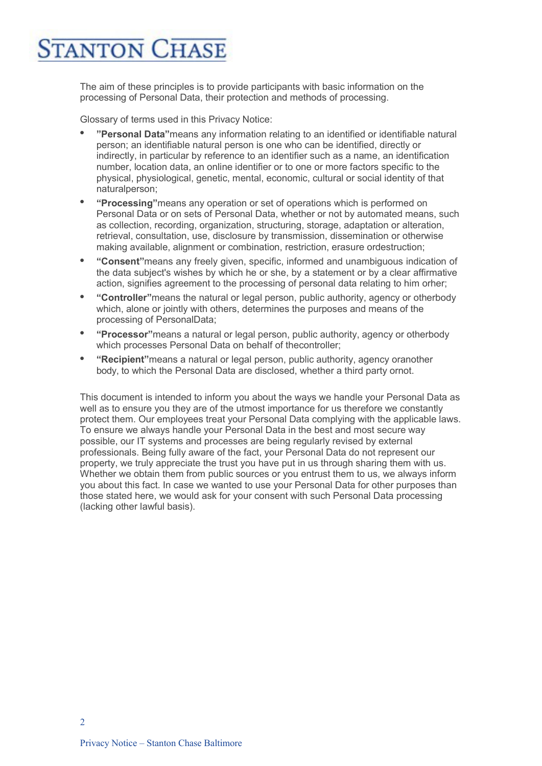The aim of these principles is to provide participants with basic information on the processing of Personal Data, their protection and methods of processing.

Glossary of terms used in this Privacy Notice:

- **"Personal Data"**means any information relating to an identified or identifiable natural person; an identifiable natural person is one who can be identified, directly or indirectly, in particular by reference to an identifier such as a name, an identification number, location data, an online identifier or to one or more factors specific to the physical, physiological, genetic, mental, economic, cultural or social identity of that naturalperson;
- **"Processing"**means any operation or set of operations which is performed on Personal Data or on sets of Personal Data, whether or not by automated means, such as collection, recording, organization, structuring, storage, adaptation or alteration, retrieval, consultation, use, disclosure by transmission, dissemination or otherwise making available, alignment or combination, restriction, erasure ordestruction;
- **"Consent"**means any freely given, specific, informed and unambiguous indication of the data subject's wishes by which he or she, by a statement or by a clear affirmative action, signifies agreement to the processing of personal data relating to him orher;
- **"Controller"**means the natural or legal person, public authority, agency or otherbody which, alone or jointly with others, determines the purposes and means of the processing of PersonalData;
- **"Processor"**means a natural or legal person, public authority, agency or otherbody which processes Personal Data on behalf of thecontroller;
- **"Recipient"**means a natural or legal person, public authority, agency oranother body, to which the Personal Data are disclosed, whether a third party ornot.

This document is intended to inform you about the ways we handle your Personal Data as well as to ensure you they are of the utmost importance for us therefore we constantly protect them. Our employees treat your Personal Data complying with the applicable laws. To ensure we always handle your Personal Data in the best and most secure way possible, our IT systems and processes are being regularly revised by external professionals. Being fully aware of the fact, your Personal Data do not represent our property, we truly appreciate the trust you have put in us through sharing them with us. Whether we obtain them from public sources or you entrust them to us, we always inform you about this fact. In case we wanted to use your Personal Data for other purposes than those stated here, we would ask for your consent with such Personal Data processing (lacking other lawful basis).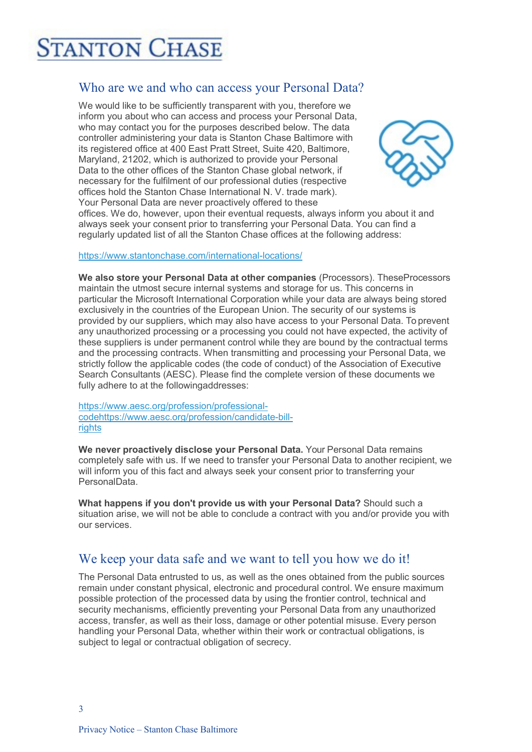## Who are we and who can access your Personal Data?

We would like to be sufficiently transparent with you, therefore we inform you about who can access and process your Personal Data, who may contact you for the purposes described below. The data controller administering your data is Stanton Chase Baltimore with its registered office at 400 East Pratt Street, Suite 420, Baltimore, Maryland, 21202, which is authorized to provide your Personal Data to the other offices of the Stanton Chase global network, if necessary for the fulfilment of our professional duties (respective offices hold the Stanton Chase International N. V. trade mark). Your Personal Data are never proactively offered to these offices. We do, however, upon their eventual requests, always inform you about it and always seek your consent prior to transferring your Personal Data. You can find a regularly updated list of all the Stanton Chase offices at the following address:

https://www.stantonchase.com/international-locations/

**We also store your Personal Data at other companies** (Processors). TheseProcessors maintain the utmost secure internal systems and storage for us. This concerns in particular the Microsoft International Corporation while your data are always being stored exclusively in the countries of the European Union. The security of our systems is provided by our suppliers, which may also have access to your Personal Data. To prevent any unauthorized processing or a processing you could not have expected, the activity of these suppliers is under permanent control while they are bound by the contractual terms and the processing contracts. When transmitting and processing your Personal Data, we strictly follow the applicable codes (the code of conduct) of the Association of Executive Search Consultants (AESC). Please find the complete version of these documents we fully adhere to at the followingaddresses:

https://www.aesc.org/profession/professional-codehttps://www.aesc.org/profession/candidate-bill-rights

**We never proactively disclose your Personal Data.** Your Personal Data remains completely safe with us. If we need to transfer your Personal Data to another recipient, we will inform you of this fact and always seek your consent prior to transferring your PersonalData.

**What happens if you don't provide us with your Personal Data?** Should such a situation arise, we will not be able to conclude a contract with you and/or provide you with our services.

## We keep your data safe and we want to tell you how we do it!

The Personal Data entrusted to us, as well as the ones obtained from the public sources remain under constant physical, electronic and procedural control. We ensure maximum possible protection of the processed data by using the frontier control, technical and security mechanisms, efficiently preventing your Personal Data from any unauthorized access, transfer, as well as their loss, damage or other potential misuse. Every person handling your Personal Data, whether within their work or contractual obligations, is subject to legal or contractual obligation of secrecy.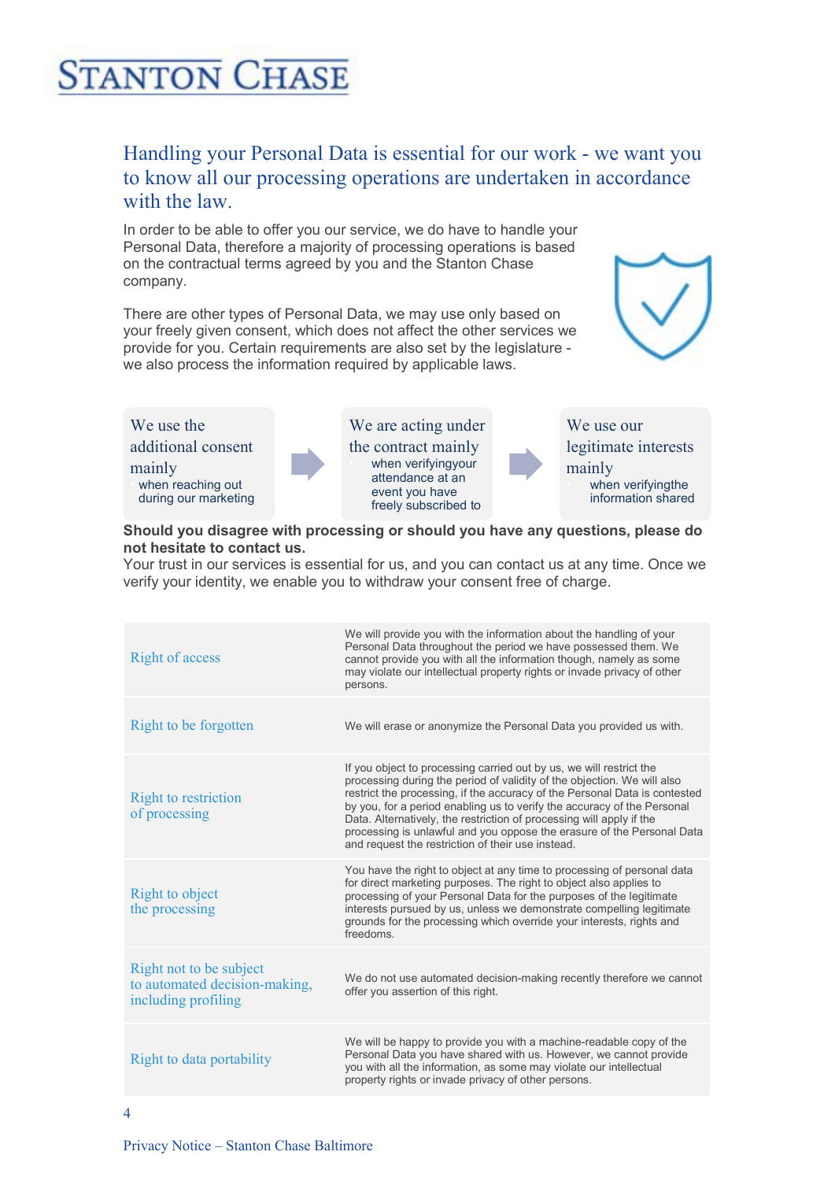## Handling your Personal Data is essential for our work - we want you to know all our processing operations are undertaken in accordance with the law.

In order to be able to offer you our service, we do have to handle your Personal Data, therefore a majority of processing operations is based on the contractual terms agreed by you and the Stanton Chase company.

There are other types of Personal Data, we may use only based on your freely given consent, which does not affect the other services we provide for you. Certain requirements are also set by the legislature - we also process the information required by applicable laws.

**We use the additional consent mainly**
- when reaching out during our marketing

**We are acting under the contract mainly**
- when verifyingyour attendance at an event you have freely subscribed to

**We use our legitimate interests mainly**
- when verifyingthe information shared

**Should you disagree with processing or should you have any questions, please do not hesitate to contact us.**
Your trust in our services is essential for us, and you can contact us at any time. Once we verify your identity, we enable you to withdraw your consent free of charge.

| | |
|---|---|
| Right of access | We will provide you with the information about the handling of your Personal Data throughout the period we have possessed them. We cannot provide you with all the information though, namely as some may violate our intellectual property rights or invade privacy of other persons. |
| Right to be forgotten | We will erase or anonymize the Personal Data you provided us with. |
| Right to restriction of processing | If you object to processing carried out by us, we will restrict the processing during the period of validity of the objection. We will also restrict the processing, if the accuracy of the Personal Data is contested by you, for a period enabling us to verify the accuracy of the Personal Data. Alternatively, the restriction of processing will apply if the processing is unlawful and you oppose the erasure of the Personal Data and request the restriction of their use instead. |
| Right to object the processing | You have the right to object at any time to processing of personal data for direct marketing purposes. The right to object also applies to processing of your Personal Data for the purposes of the legitimate interests pursued by us, unless we demonstrate compelling legitimate grounds for the processing which override your interests, rights and freedoms. |
| Right not to be subject to automated decision-making, including profiling | We do not use automated decision-making recently therefore we cannot offer you assertion of this right. |
| Right to data portability | We will be happy to provide you with a machine-readable copy of the Personal Data you have shared with us. However, we cannot provide you with all the information, as some may violate our intellectual property rights or invade privacy of other persons. |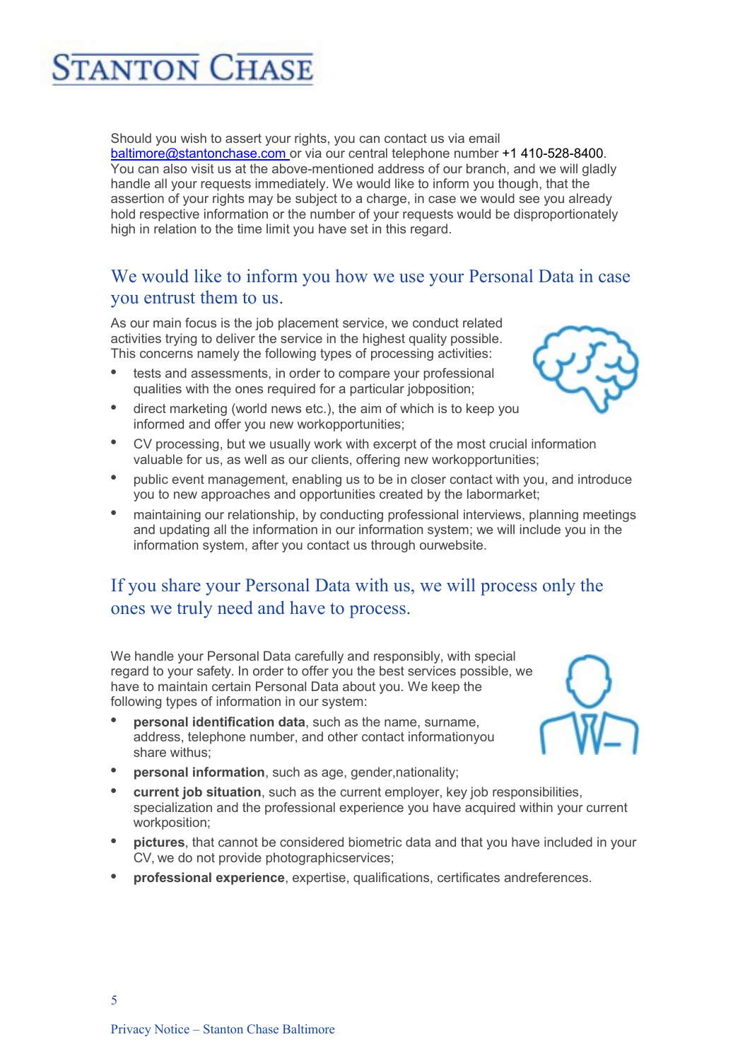Should you wish to assert your rights, you can contact us via email baltimore@stantonchase.com or via our central telephone number +1 410-528-8400. You can also visit us at the above-mentioned address of our branch, and we will gladly handle all your requests immediately. We would like to inform you though, that the assertion of your rights may be subject to a charge, in case we would see you already hold respective information or the number of your requests would be disproportionately high in relation to the time limit you have set in this regard.

## We would like to inform you how we use your Personal Data in case you entrust them to us.

As our main focus is the job placement service, we conduct related activities trying to deliver the service in the highest quality possible. This concerns namely the following types of processing activities:

- tests and assessments, in order to compare your professional qualities with the ones required for a particular jobposition;
- direct marketing (world news etc.), the aim of which is to keep you informed and offer you new workopportunities;
- CV processing, but we usually work with excerpt of the most crucial information valuable for us, as well as our clients, offering new workopportunities;
- public event management, enabling us to be in closer contact with you, and introduce you to new approaches and opportunities created by the labormarket;
- maintaining our relationship, by conducting professional interviews, planning meetings and updating all the information in our information system; we will include you in the information system, after you contact us through ourwebsite.

## If you share your Personal Data with us, we will process only the ones we truly need and have to process.

We handle your Personal Data carefully and responsibly, with special regard to your safety. In order to offer you the best services possible, we have to maintain certain Personal Data about you. We keep the following types of information in our system:

- **personal identification data**, such as the name, surname, address, telephone number, and other contact informationyou share withus;
- **personal information**, such as age, gender,nationality;
- **current job situation**, such as the current employer, key job responsibilities, specialization and the professional experience you have acquired within your current workposition;
- **pictures**, that cannot be considered biometric data and that you have included in your CV, we do not provide photographicservices;
- **professional experience**, expertise, qualifications, certificates andreferences.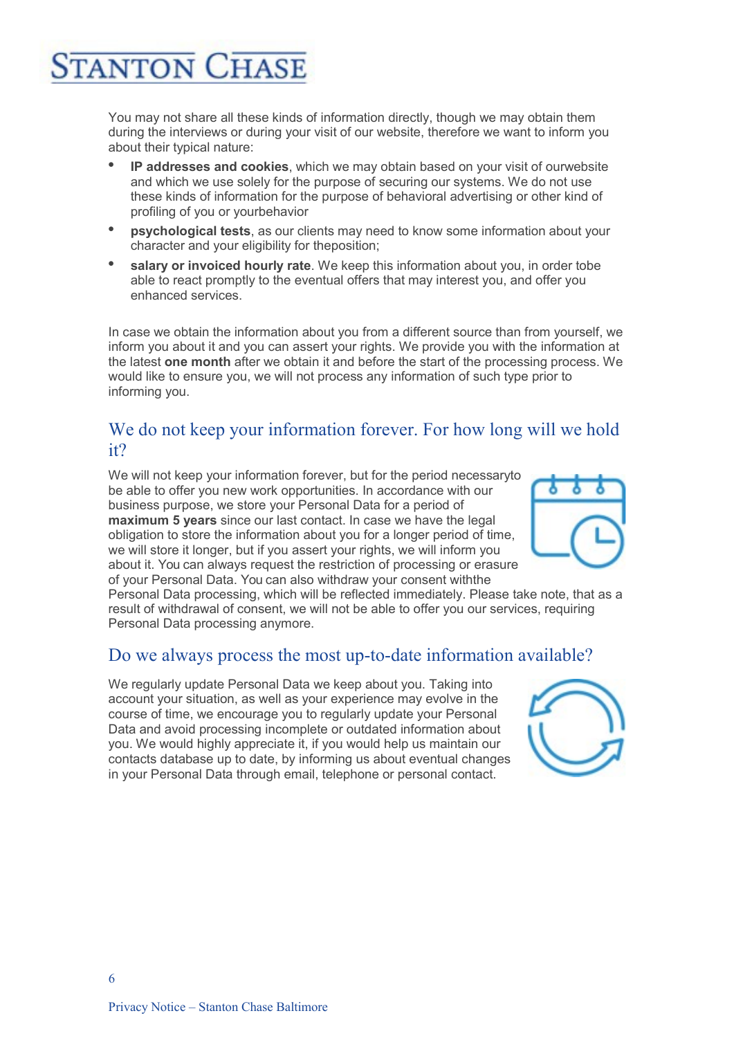You may not share all these kinds of information directly, though we may obtain them during the interviews or during your visit of our website, therefore we want to inform you about their typical nature:

- **IP addresses and cookies**, which we may obtain based on your visit of ourwebsite and which we use solely for the purpose of securing our systems. We do not use these kinds of information for the purpose of behavioral advertising or other kind of profiling of you or yourbehavior
- **psychological tests**, as our clients may need to know some information about your character and your eligibility for theposition;
- **salary or invoiced hourly rate**. We keep this information about you, in order tobe able to react promptly to the eventual offers that may interest you, and offer you enhanced services.

In case we obtain the information about you from a different source than from yourself, we inform you about it and you can assert your rights. We provide you with the information at the latest **one month** after we obtain it and before the start of the processing process. We would like to ensure you, we will not process any information of such type prior to informing you.

## We do not keep your information forever. For how long will we hold it?

We will not keep your information forever, but for the period necessaryto be able to offer you new work opportunities. In accordance with our business purpose, we store your Personal Data for a period of **maximum 5 years** since our last contact. In case we have the legal obligation to store the information about you for a longer period of time, we will store it longer, but if you assert your rights, we will inform you about it. You can always request the restriction of processing or erasure of your Personal Data. You can also withdraw your consent withthe Personal Data processing, which will be reflected immediately. Please take note, that as a result of withdrawal of consent, we will not be able to offer you our services, requiring Personal Data processing anymore.

## Do we always process the most up-to-date information available?

We regularly update Personal Data we keep about you. Taking into account your situation, as well as your experience may evolve in the course of time, we encourage you to regularly update your Personal Data and avoid processing incomplete or outdated information about you. We would highly appreciate it, if you would help us maintain our contacts database up to date, by informing us about eventual changes in your Personal Data through email, telephone or personal contact.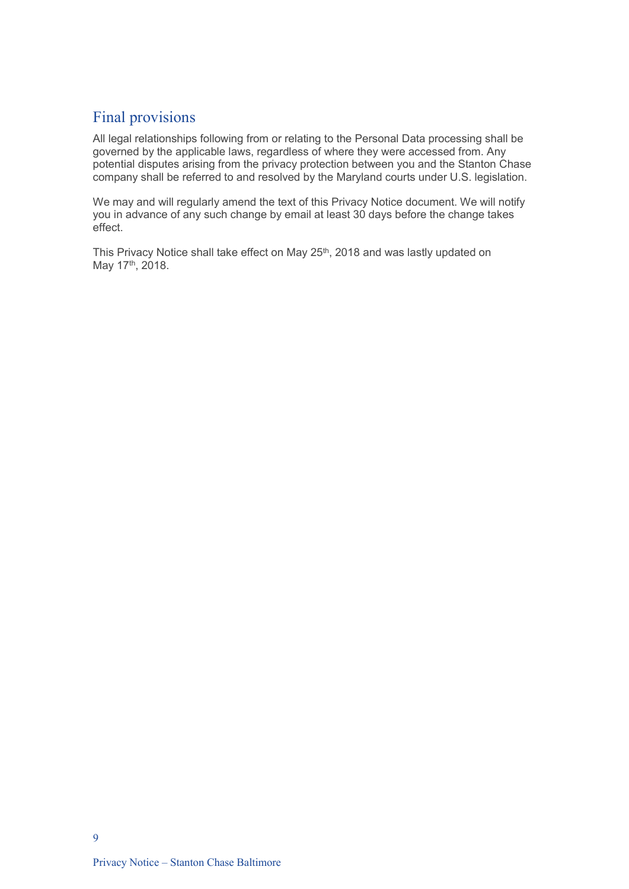## Final provisions

All legal relationships following from or relating to the Personal Data processing shall be governed by the applicable laws, regardless of where they were accessed from. Any potential disputes arising from the privacy protection between you and the Stanton Chase company shall be referred to and resolved by the Maryland courts under U.S. legislation.

We may and will regularly amend the text of this Privacy Notice document. We will notify you in advance of any such change by email at least 30 days before the change takes effect.

This Privacy Notice shall take effect on May 25th, 2018 and was lastly updated on May 17th, 2018.